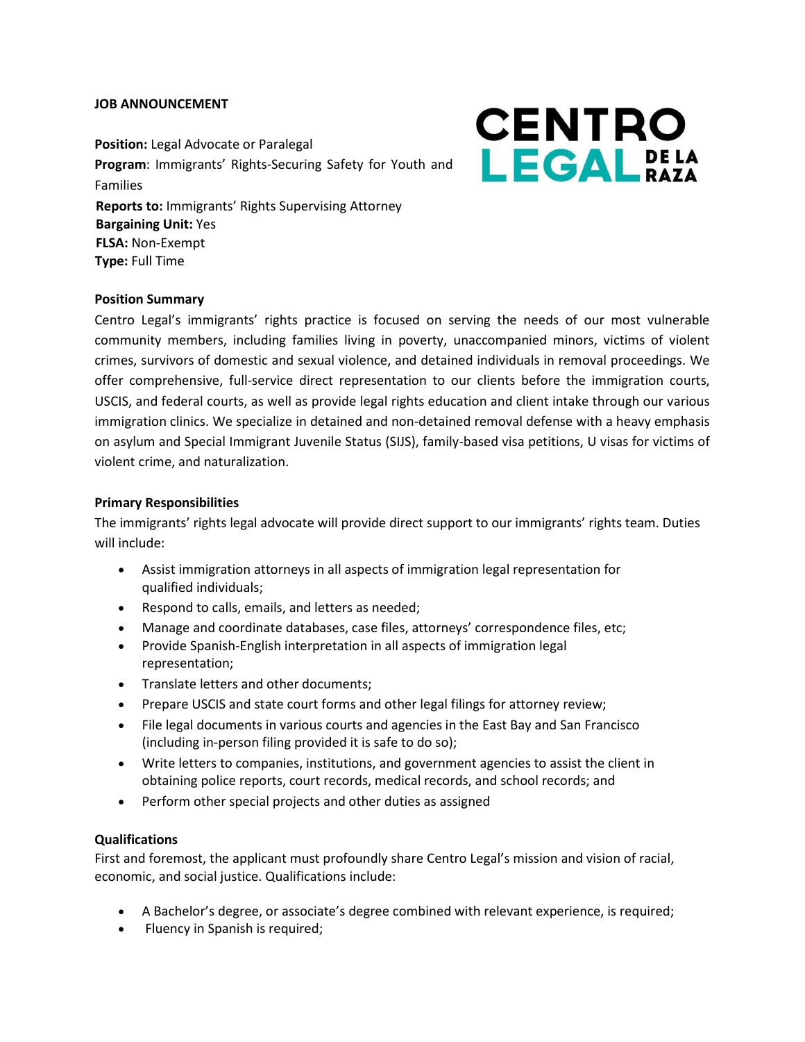**JOB ANNOUNCEMENT**

**Position:** Legal Advocate or Paralegal
**Program**: Immigrants' Rights-Securing Safety for Youth and Families
**Reports to:** Immigrants' Rights Supervising Attorney
**Bargaining Unit:** Yes
**FLSA:** Non-Exempt
**Type:** Full Time

CENTRO LEGAL DE LA RAZA

**Position Summary**

Centro Legal's immigrants' rights practice is focused on serving the needs of our most vulnerable community members, including families living in poverty, unaccompanied minors, victims of violent crimes, survivors of domestic and sexual violence, and detained individuals in removal proceedings. We offer comprehensive, full-service direct representation to our clients before the immigration courts, USCIS, and federal courts, as well as provide legal rights education and client intake through our various immigration clinics. We specialize in detained and non-detained removal defense with a heavy emphasis on asylum and Special Immigrant Juvenile Status (SIJS), family-based visa petitions, U visas for victims of violent crime, and naturalization.

**Primary Responsibilities**

The immigrants' rights legal advocate will provide direct support to our immigrants' rights team. Duties will include:

- Assist immigration attorneys in all aspects of immigration legal representation for qualified individuals;
- Respond to calls, emails, and letters as needed;
- Manage and coordinate databases, case files, attorneys' correspondence files, etc;
- Provide Spanish-English interpretation in all aspects of immigration legal representation;
- Translate letters and other documents;
- Prepare USCIS and state court forms and other legal filings for attorney review;
- File legal documents in various courts and agencies in the East Bay and San Francisco (including in-person filing provided it is safe to do so);
- Write letters to companies, institutions, and government agencies to assist the client in obtaining police reports, court records, medical records, and school records; and
- Perform other special projects and other duties as assigned

**Qualifications**

First and foremost, the applicant must profoundly share Centro Legal's mission and vision of racial, economic, and social justice. Qualifications include:

- A Bachelor's degree, or associate's degree combined with relevant experience, is required;
- Fluency in Spanish is required;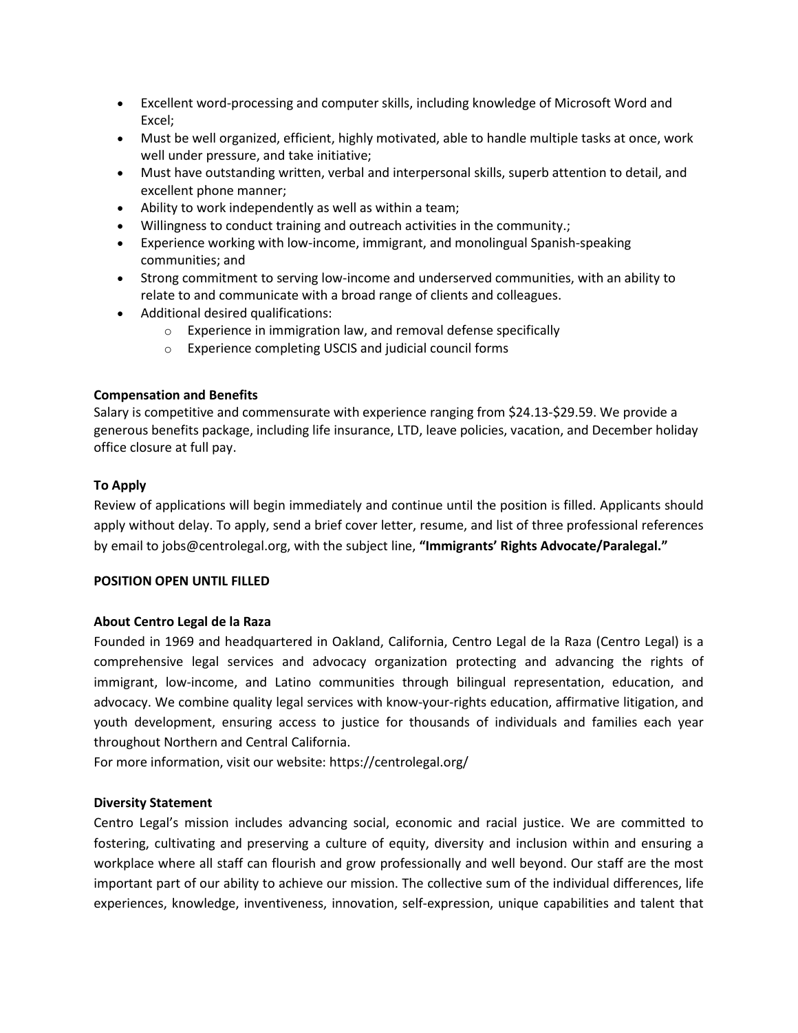- Excellent word-processing and computer skills, including knowledge of Microsoft Word and Excel;
- Must be well organized, efficient, highly motivated, able to handle multiple tasks at once, work well under pressure, and take initiative;
- Must have outstanding written, verbal and interpersonal skills, superb attention to detail, and excellent phone manner;
- Ability to work independently as well as within a team;
- Willingness to conduct training and outreach activities in the community.;
- Experience working with low-income, immigrant, and monolingual Spanish-speaking communities; and
- Strong commitment to serving low-income and underserved communities, with an ability to relate to and communicate with a broad range of clients and colleagues.
- Additional desired qualifications:
    - Experience in immigration law, and removal defense specifically
    - Experience completing USCIS and judicial council forms

**Compensation and Benefits**

Salary is competitive and commensurate with experience ranging from $24.13-$29.59. We provide a generous benefits package, including life insurance, LTD, leave policies, vacation, and December holiday office closure at full pay.

**To Apply**

Review of applications will begin immediately and continue until the position is filled. Applicants should apply without delay. To apply, send a brief cover letter, resume, and list of three professional references by email to jobs@centrolegal.org, with the subject line, **"Immigrants' Rights Advocate/Paralegal."**

**POSITION OPEN UNTIL FILLED**

**About Centro Legal de la Raza**

Founded in 1969 and headquartered in Oakland, California, Centro Legal de la Raza (Centro Legal) is a comprehensive legal services and advocacy organization protecting and advancing the rights of immigrant, low-income, and Latino communities through bilingual representation, education, and advocacy. We combine quality legal services with know-your-rights education, affirmative litigation, and youth development, ensuring access to justice for thousands of individuals and families each year throughout Northern and Central California.

For more information, visit our website: https://centrolegal.org/

**Diversity Statement**

Centro Legal's mission includes advancing social, economic and racial justice. We are committed to fostering, cultivating and preserving a culture of equity, diversity and inclusion within and ensuring a workplace where all staff can flourish and grow professionally and well beyond. Our staff are the most important part of our ability to achieve our mission. The collective sum of the individual differences, life experiences, knowledge, inventiveness, innovation, self-expression, unique capabilities and talent that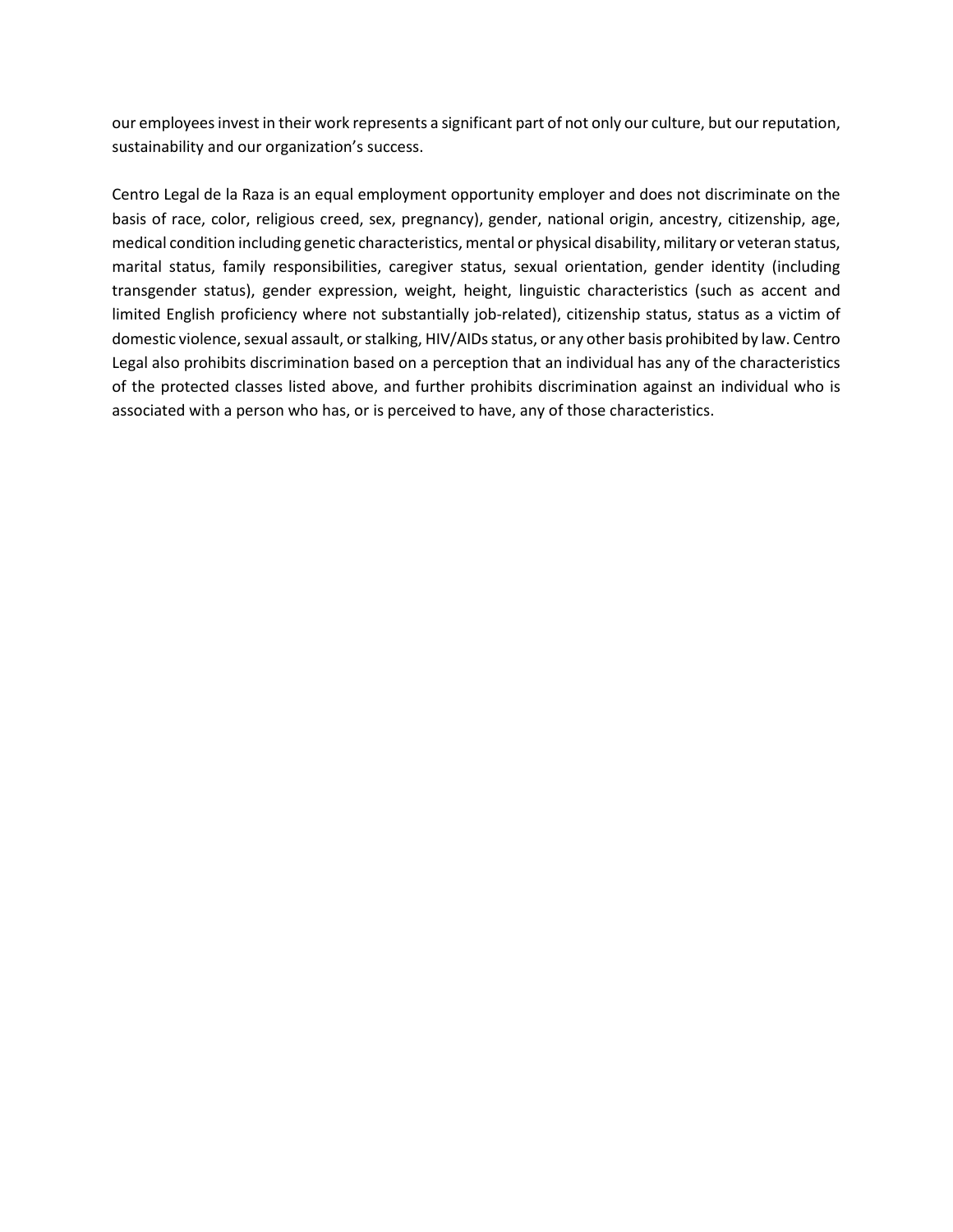our employees invest in their work represents a significant part of not only our culture, but our reputation, sustainability and our organization's success.

Centro Legal de la Raza is an equal employment opportunity employer and does not discriminate on the basis of race, color, religious creed, sex, pregnancy), gender, national origin, ancestry, citizenship, age, medical condition including genetic characteristics, mental or physical disability, military or veteran status, marital status, family responsibilities, caregiver status, sexual orientation, gender identity (including transgender status), gender expression, weight, height, linguistic characteristics (such as accent and limited English proficiency where not substantially job-related), citizenship status, status as a victim of domestic violence, sexual assault, or stalking, HIV/AIDs status, or any other basis prohibited by law. Centro Legal also prohibits discrimination based on a perception that an individual has any of the characteristics of the protected classes listed above, and further prohibits discrimination against an individual who is associated with a person who has, or is perceived to have, any of those characteristics.